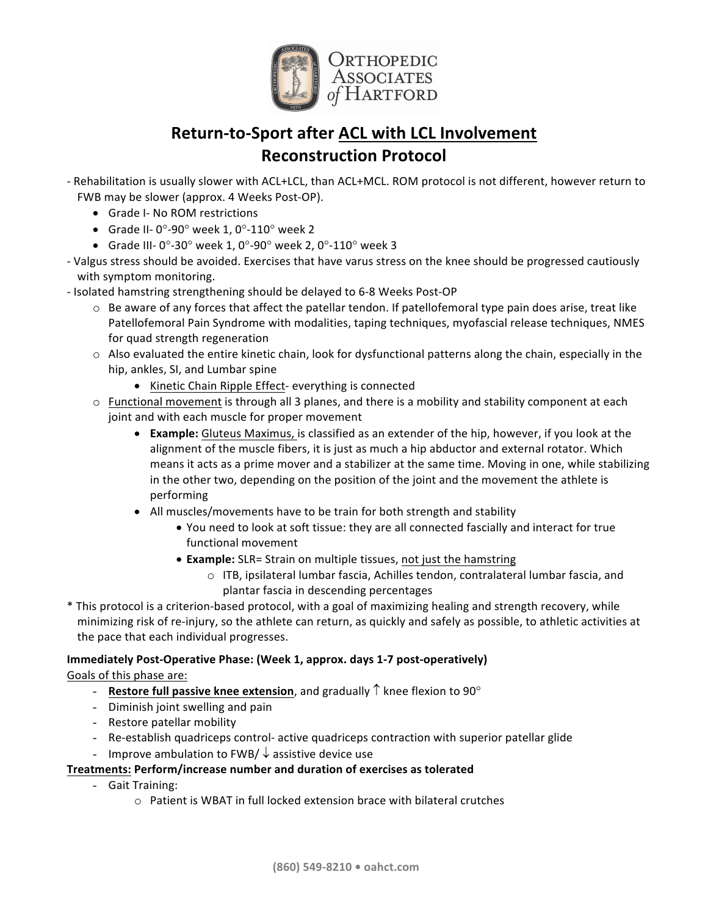# Return-to-Sport after ACL with LCL Involvement Reconstruction Protocol

- Rehabilitation is usually slower with ACL+LCL, than ACL+MCL. ROM protocol is not different, however return to FWB may be slower (approx. 4 Weeks Post-OP).
  - Grade I- No ROM restrictions
  - Grade II- 0°-90° week 1, 0°-110° week 2
  - Grade III- 0°-30° week 1, 0°-90° week 2, 0°-110° week 3
- Valgus stress should be avoided. Exercises that have varus stress on the knee should be progressed cautiously with symptom monitoring.
- Isolated hamstring strengthening should be delayed to 6-8 Weeks Post-OP
  - Be aware of any forces that affect the patellar tendon. If patellofemoral type pain does arise, treat like Patellofemoral Pain Syndrome with modalities, taping techniques, myofascial release techniques, NMES for quad strength regeneration
  - Also evaluated the entire kinetic chain, look for dysfunctional patterns along the chain, especially in the hip, ankles, SI, and Lumbar spine
    - Kinetic Chain Ripple Effect- everything is connected
  - Functional movement is through all 3 planes, and there is a mobility and stability component at each joint and with each muscle for proper movement
    - **Example:** Gluteus Maximus, is classified as an extender of the hip, however, if you look at the alignment of the muscle fibers, it is just as much a hip abductor and external rotator. Which means it acts as a prime mover and a stabilizer at the same time. Moving in one, while stabilizing in the other two, depending on the position of the joint and the movement the athlete is performing
    - All muscles/movements have to be train for both strength and stability
      - You need to look at soft tissue: they are all connected fascially and interact for true functional movement
      - **Example:** SLR= Strain on multiple tissues, not just the hamstring
        - ITB, ipsilateral lumbar fascia, Achilles tendon, contralateral lumbar fascia, and plantar fascia in descending percentages

\* This protocol is a criterion-based protocol, with a goal of maximizing healing and strength recovery, while minimizing risk of re-injury, so the athlete can return, as quickly and safely as possible, to athletic activities at the pace that each individual progresses.

**Immediately Post-Operative Phase: (Week 1, approx. days 1-7 post-operatively)**

Goals of this phase are:

- **Restore full passive knee extension**, and gradually ↑ knee flexion to 90°
- Diminish joint swelling and pain
- Restore patellar mobility
- Re-establish quadriceps control- active quadriceps contraction with superior patellar glide
- Improve ambulation to FWB/ ↓ assistive device use

**Treatments: Perform/increase number and duration of exercises as tolerated**

- Gait Training:
  - Patient is WBAT in full locked extension brace with bilateral crutches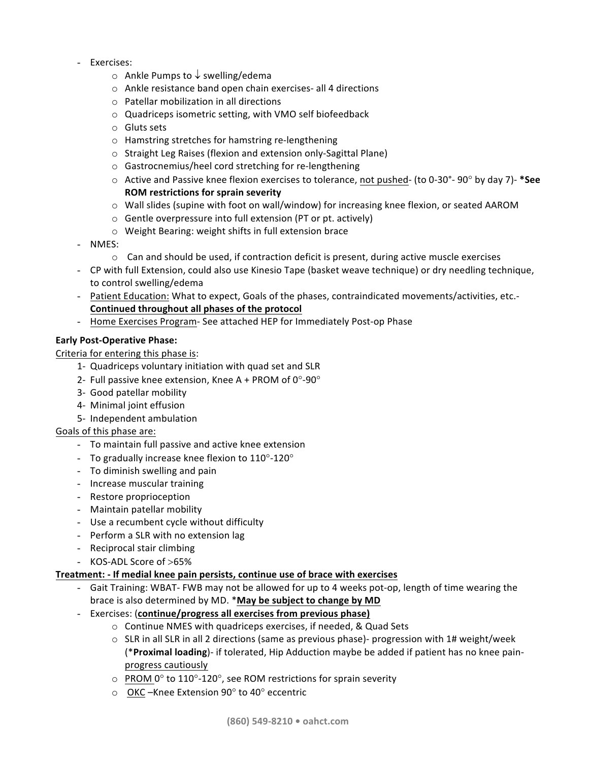- Exercises:
  - Ankle Pumps to ↓ swelling/edema
  - Ankle resistance band open chain exercises- all 4 directions
  - Patellar mobilization in all directions
  - Quadriceps isometric setting, with VMO self biofeedback
  - Gluts sets
  - Hamstring stretches for hamstring re-lengthening
  - Straight Leg Raises (flexion and extension only-Sagittal Plane)
  - Gastrocnemius/heel cord stretching for re-lengthening
  - Active and Passive knee flexion exercises to tolerance, <u>not pushed</u>- (to 0-30°- 90° by day 7)- ***See ROM restrictions for sprain severity**
  - Wall slides (supine with foot on wall/window) for increasing knee flexion, or seated AAROM
  - Gentle overpressure into full extension (PT or pt. actively)
  - Weight Bearing: weight shifts in full extension brace
- NMES:
  - Can and should be used, if contraction deficit is present, during active muscle exercises
- CP with full Extension, could also use Kinesio Tape (basket weave technique) or dry needling technique, to control swelling/edema
- <u>Patient Education:</u> What to expect, Goals of the phases, contraindicated movements/activities, etc.- **<u>Continued throughout all phases of the protocol</u>**
- <u>Home Exercises Program</u>- See attached HEP for Immediately Post-op Phase

**Early Post-Operative Phase:**

<u>Criteria for entering this phase is</u>:

1- Quadriceps voluntary initiation with quad set and SLR
2- Full passive knee extension, Knee A + PROM of 0°-90°
3- Good patellar mobility
4- Minimal joint effusion
5- Independent ambulation

<u>Goals of this phase are:</u>

- To maintain full passive and active knee extension
- To gradually increase knee flexion to 110°-120°
- To diminish swelling and pain
- Increase muscular training
- Restore proprioception
- Maintain patellar mobility
- Use a recumbent cycle without difficulty
- Perform a SLR with no extension lag
- Reciprocal stair climbing
- KOS-ADL Score of >65%

**<u>Treatment: - If medial knee pain persists, continue use of brace with exercises</u>**

- Gait Training: WBAT- FWB may not be allowed for up to 4 weeks pot-op, length of time wearing the brace is also determined by MD. ***<u>May be subject to change by MD</u>**
- Exercises: (**<u>continue/progress all exercises from previous phase)</u>**
  - Continue NMES with quadriceps exercises, if needed, & Quad Sets
  - SLR in all SLR in all 2 directions (same as previous phase)- progression with 1# weight/week (***Proximal loading**)- if tolerated, Hip Adduction maybe be added if patient has no knee pain- <u>progress cautiously</u>
  - <u>PROM</u> 0° to 110°-120°, see ROM restrictions for sprain severity
  - <u>OKC</u> –Knee Extension 90° to 40° eccentric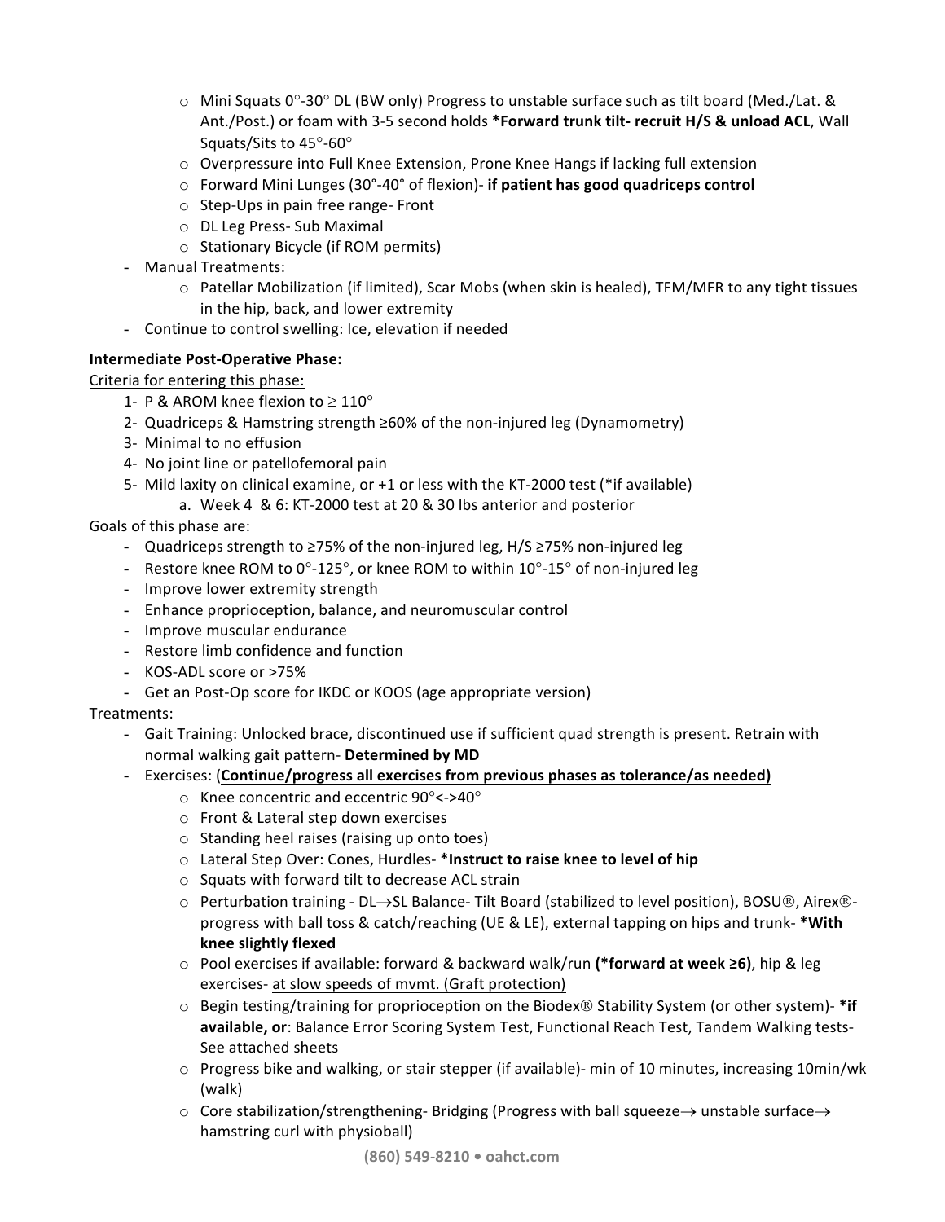- Mini Squats 0°-30° DL (BW only) Progress to unstable surface such as tilt board (Med./Lat. & Ant./Post.) or foam with 3-5 second holds **\*Forward trunk tilt- recruit H/S & unload ACL**, Wall Squats/Sits to 45°-60°
  - Overpressure into Full Knee Extension, Prone Knee Hangs if lacking full extension
  - Forward Mini Lunges (30°-40° of flexion)- **if patient has good quadriceps control**
  - Step-Ups in pain free range- Front
  - DL Leg Press- Sub Maximal
  - Stationary Bicycle (if ROM permits)
- Manual Treatments:
  - Patellar Mobilization (if limited), Scar Mobs (when skin is healed), TFM/MFR to any tight tissues in the hip, back, and lower extremity
- Continue to control swelling: Ice, elevation if needed

**Intermediate Post-Operative Phase:**

<u>Criteria for entering this phase:</u>

1. P & AROM knee flexion to ≥ 110°
2. Quadriceps & Hamstring strength ≥60% of the non-injured leg (Dynamometry)
3. Minimal to no effusion
4. No joint line or patellofemoral pain
5. Mild laxity on clinical examine, or +1 or less with the KT-2000 test (*if available)
   a. Week 4 & 6: KT-2000 test at 20 & 30 lbs anterior and posterior

<u>Goals of this phase are:</u>

- Quadriceps strength to ≥75% of the non-injured leg, H/S ≥75% non-injured leg
- Restore knee ROM to 0°-125°, or knee ROM to within 10°-15° of non-injured leg
- Improve lower extremity strength
- Enhance proprioception, balance, and neuromuscular control
- Improve muscular endurance
- Restore limb confidence and function
- KOS-ADL score or >75%
- Get an Post-Op score for IKDC or KOOS (age appropriate version)

Treatments:

- Gait Training: Unlocked brace, discontinued use if sufficient quad strength is present. Retrain with normal walking gait pattern- **Determined by MD**
- Exercises: (**<u>Continue/progress all exercises from previous phases as tolerance/as needed)</u>**
  - Knee concentric and eccentric 90°<->40°
  - Front & Lateral step down exercises
  - Standing heel raises (raising up onto toes)
  - Lateral Step Over: Cones, Hurdles- **\*Instruct to raise knee to level of hip**
  - Squats with forward tilt to decrease ACL strain
  - Perturbation training - DL→SL Balance- Tilt Board (stabilized to level position), BOSU®, Airex®- progress with ball toss & catch/reaching (UE & LE), external tapping on hips and trunk- **\*With knee slightly flexed**
  - Pool exercises if available: forward & backward walk/run **(\*forward at week ≥6)**, hip & leg exercises- <u>at slow speeds of mvmt. (Graft protection)</u>
  - Begin testing/training for proprioception on the Biodex® Stability System (or other system)- **\*if available, or**: Balance Error Scoring System Test, Functional Reach Test, Tandem Walking tests- See attached sheets
  - Progress bike and walking, or stair stepper (if available)- min of 10 minutes, increasing 10min/wk (walk)
  - Core stabilization/strengthening- Bridging (Progress with ball squeeze→ unstable surface→ hamstring curl with physioball)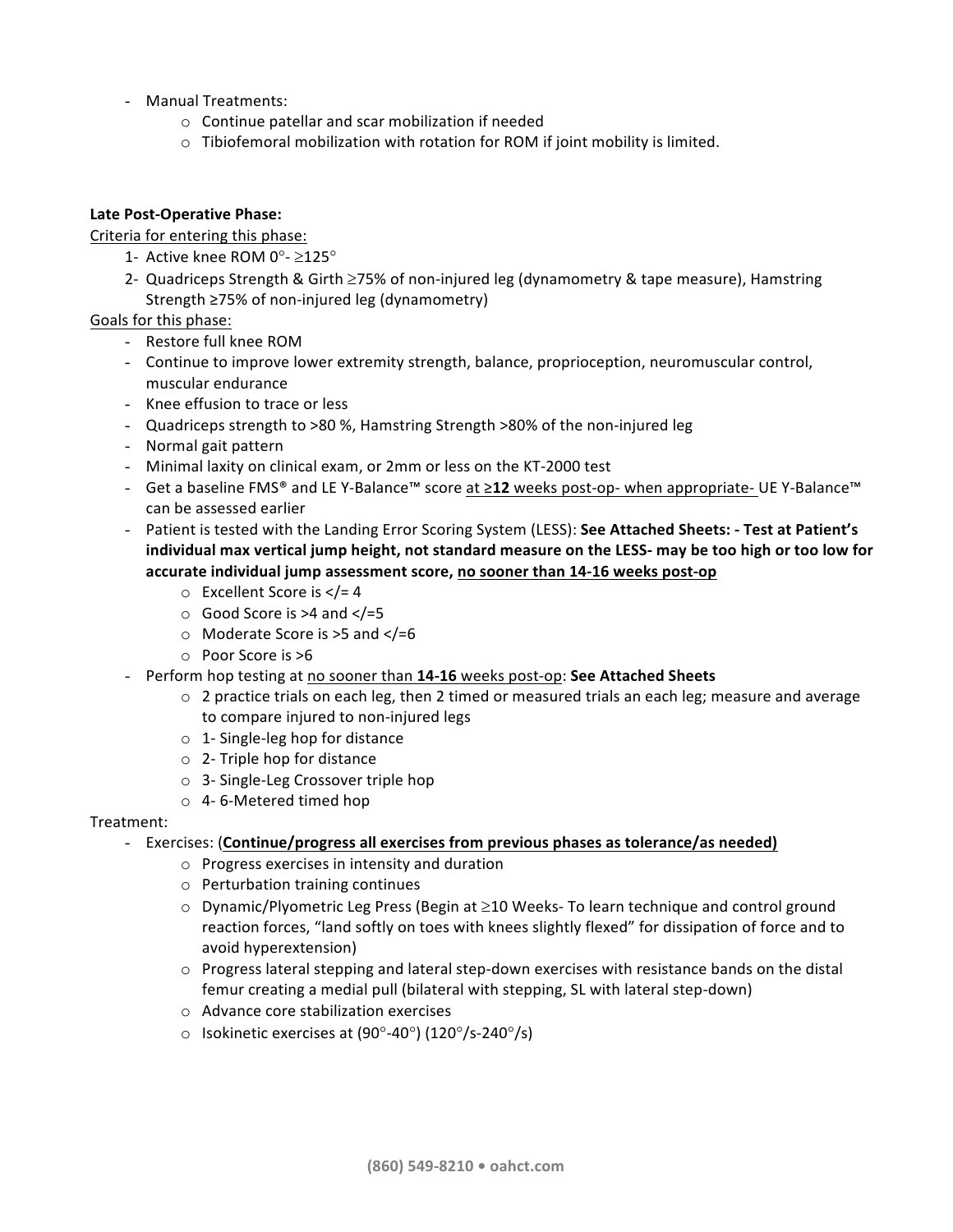- Manual Treatments:
    - Continue patellar and scar mobilization if needed
    - Tibiofemoral mobilization with rotation for ROM if joint mobility is limited.

**Late Post-Operative Phase:**

Criteria for entering this phase:

1. Active knee ROM 0°- ≥125°
2. Quadriceps Strength & Girth ≥75% of non-injured leg (dynamometry & tape measure), Hamstring Strength ≥75% of non-injured leg (dynamometry)

Goals for this phase:

- Restore full knee ROM
- Continue to improve lower extremity strength, balance, proprioception, neuromuscular control, muscular endurance
- Knee effusion to trace or less
- Quadriceps strength to >80 %, Hamstring Strength >80% of the non-injured leg
- Normal gait pattern
- Minimal laxity on clinical exam, or 2mm or less on the KT-2000 test
- Get a baseline FMS® and LE Y-Balance™ score at ≥**12** weeks post-op- when appropriate- UE Y-Balance™ can be assessed earlier
- Patient is tested with the Landing Error Scoring System (LESS): **See Attached Sheets: - Test at Patient's individual max vertical jump height, not standard measure on the LESS- may be too high or too low for accurate individual jump assessment score, no sooner than 14-16 weeks post-op**
    - Excellent Score is </= 4
    - Good Score is >4 and </=5
    - Moderate Score is >5 and </=6
    - Poor Score is >6
- Perform hop testing at no sooner than **14-16** weeks post-op: **See Attached Sheets**
    - 2 practice trials on each leg, then 2 timed or measured trials an each leg; measure and average to compare injured to non-injured legs
    - 1- Single-leg hop for distance
    - 2- Triple hop for distance
    - 3- Single-Leg Crossover triple hop
    - 4- 6-Metered timed hop

Treatment:

- Exercises: (**Continue/progress all exercises from previous phases as tolerance/as needed)**
    - Progress exercises in intensity and duration
    - Perturbation training continues
    - Dynamic/Plyometric Leg Press (Begin at ≥10 Weeks- To learn technique and control ground reaction forces, "land softly on toes with knees slightly flexed" for dissipation of force and to avoid hyperextension)
    - Progress lateral stepping and lateral step-down exercises with resistance bands on the distal femur creating a medial pull (bilateral with stepping, SL with lateral step-down)
    - Advance core stabilization exercises
    - Isokinetic exercises at (90°-40°) (120°/s-240°/s)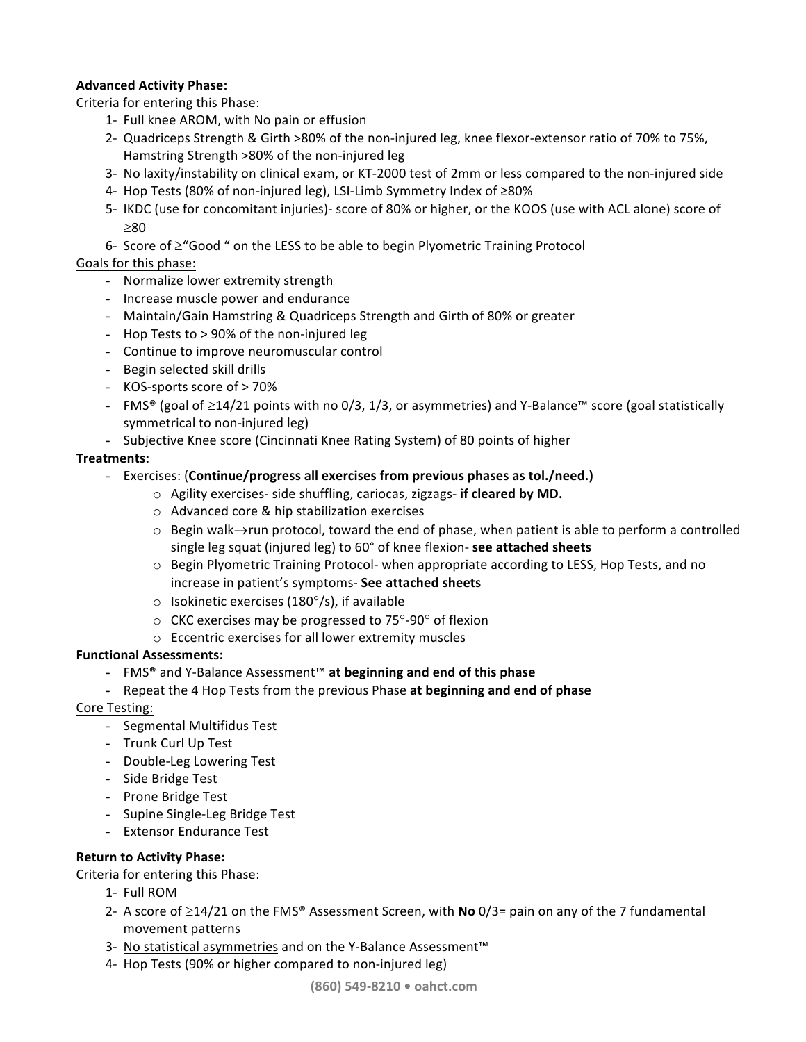**Advanced Activity Phase:**

Criteria for entering this Phase:

1- Full knee AROM, with No pain or effusion
2- Quadriceps Strength & Girth >80% of the non-injured leg, knee flexor-extensor ratio of 70% to 75%, Hamstring Strength >80% of the non-injured leg
3- No laxity/instability on clinical exam, or KT-2000 test of 2mm or less compared to the non-injured side
4- Hop Tests (80% of non-injured leg), LSI-Limb Symmetry Index of ≥80%
5- IKDC (use for concomitant injuries)- score of 80% or higher, or the KOOS (use with ACL alone) score of ≥80
6- Score of ≥"Good " on the LESS to be able to begin Plyometric Training Protocol

Goals for this phase:

- Normalize lower extremity strength
- Increase muscle power and endurance
- Maintain/Gain Hamstring & Quadriceps Strength and Girth of 80% or greater
- Hop Tests to > 90% of the non-injured leg
- Continue to improve neuromuscular control
- Begin selected skill drills
- KOS-sports score of > 70%
- FMS® (goal of ≥14/21 points with no 0/3, 1/3, or asymmetries) and Y-Balance™ score (goal statistically symmetrical to non-injured leg)
- Subjective Knee score (Cincinnati Knee Rating System) of 80 points of higher

**Treatments:**

- Exercises: (**Continue/progress all exercises from previous phases as tol./need.)**
  - Agility exercises- side shuffling, cariocas, zigzags- **if cleared by MD.**
  - Advanced core & hip stabilization exercises
  - Begin walk→run protocol, toward the end of phase, when patient is able to perform a controlled single leg squat (injured leg) to 60° of knee flexion- **see attached sheets**
  - Begin Plyometric Training Protocol- when appropriate according to LESS, Hop Tests, and no increase in patient's symptoms- **See attached sheets**
  - Isokinetic exercises (180°/s), if available
  - CKC exercises may be progressed to 75°-90° of flexion
  - Eccentric exercises for all lower extremity muscles

**Functional Assessments:**

- FMS® and Y-Balance Assessment™ **at beginning and end of this phase**
- Repeat the 4 Hop Tests from the previous Phase **at beginning and end of phase**

Core Testing:

- Segmental Multifidus Test
- Trunk Curl Up Test
- Double-Leg Lowering Test
- Side Bridge Test
- Prone Bridge Test
- Supine Single-Leg Bridge Test
- Extensor Endurance Test

**Return to Activity Phase:**

Criteria for entering this Phase:

1- Full ROM
2- A score of ≥14/21 on the FMS® Assessment Screen, with **No** 0/3= pain on any of the 7 fundamental movement patterns
3- No statistical asymmetries and on the Y-Balance Assessment™
4- Hop Tests (90% or higher compared to non-injured leg)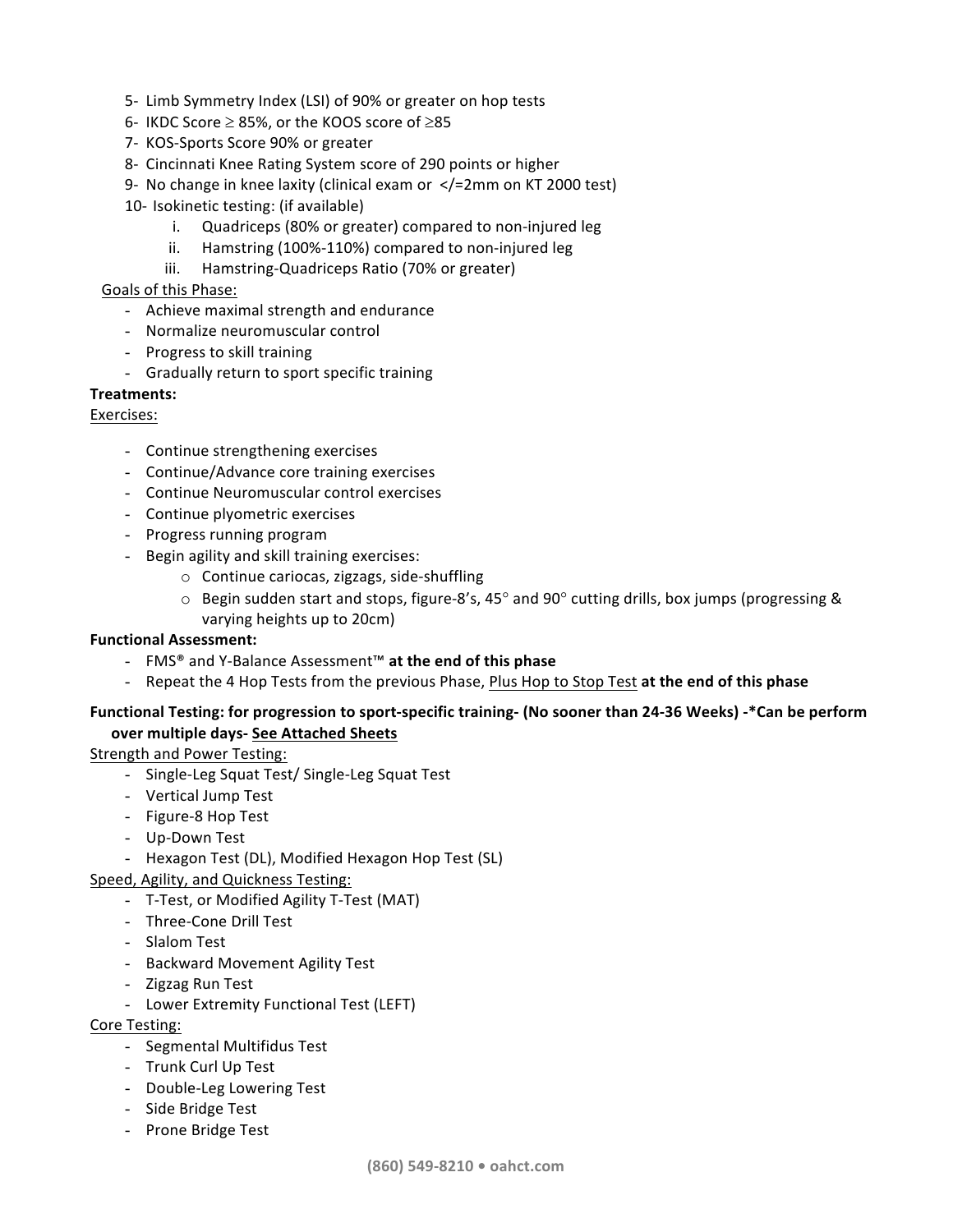5- Limb Symmetry Index (LSI) of 90% or greater on hop tests
6- IKDC Score ≥ 85%, or the KOOS score of ≥85
7- KOS-Sports Score 90% or greater
8- Cincinnati Knee Rating System score of 290 points or higher
9- No change in knee laxity (clinical exam or </=2mm on KT 2000 test)
10- Isokinetic testing: (if available)
   i. Quadriceps (80% or greater) compared to non-injured leg
   ii. Hamstring (100%-110%) compared to non-injured leg
   iii. Hamstring-Quadriceps Ratio (70% or greater)

<u>Goals of this Phase:</u>

- Achieve maximal strength and endurance
- Normalize neuromuscular control
- Progress to skill training
- Gradually return to sport specific training

**Treatments:**

<u>Exercises:</u>

- Continue strengthening exercises
- Continue/Advance core training exercises
- Continue Neuromuscular control exercises
- Continue plyometric exercises
- Progress running program
- Begin agility and skill training exercises:
    - Continue cariocas, zigzags, side-shuffling
    - Begin sudden start and stops, figure-8's, 45° and 90° cutting drills, box jumps (progressing & varying heights up to 20cm)

**Functional Assessment:**

- FMS® and Y-Balance Assessment™ **at the end of this phase**
- Repeat the 4 Hop Tests from the previous Phase, <u>Plus Hop to Stop Test</u> **at the end of this phase**

**Functional Testing: for progression to sport-specific training- (No sooner than 24-36 Weeks) -*Can be perform over multiple days- <u>See Attached Sheets</u>**

<u>Strength and Power Testing:</u>

- Single-Leg Squat Test/ Single-Leg Squat Test
- Vertical Jump Test
- Figure-8 Hop Test
- Up-Down Test
- Hexagon Test (DL), Modified Hexagon Hop Test (SL)

<u>Speed, Agility, and Quickness Testing:</u>

- T-Test, or Modified Agility T-Test (MAT)
- Three-Cone Drill Test
- Slalom Test
- Backward Movement Agility Test
- Zigzag Run Test
- Lower Extremity Functional Test (LEFT)

<u>Core Testing:</u>

- Segmental Multifidus Test
- Trunk Curl Up Test
- Double-Leg Lowering Test
- Side Bridge Test
- Prone Bridge Test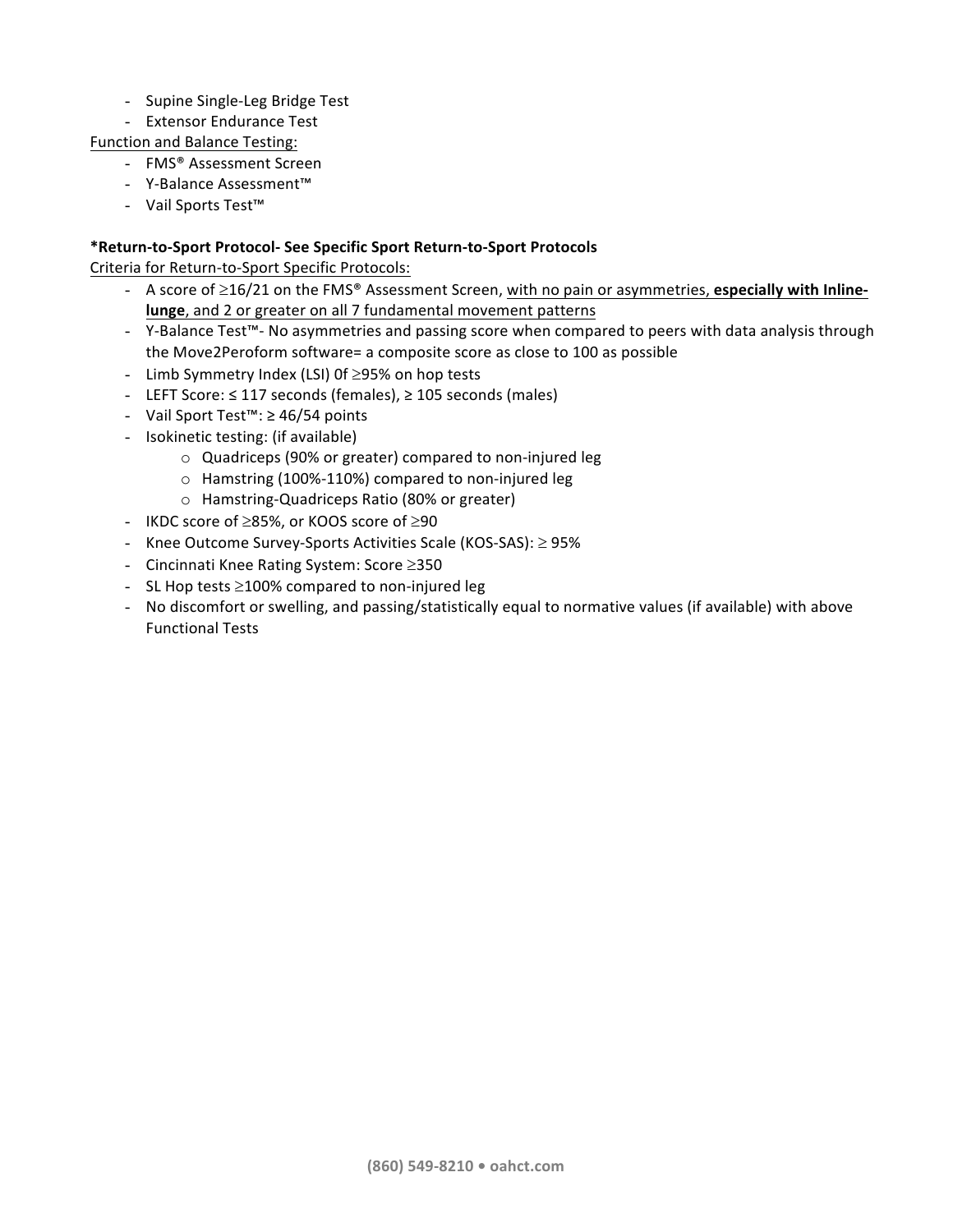- Supine Single-Leg Bridge Test
- Extensor Endurance Test

Function and Balance Testing:

- FMS® Assessment Screen
- Y-Balance Assessment™
- Vail Sports Test™

**\*Return-to-Sport Protocol- See Specific Sport Return-to-Sport Protocols**

Criteria for Return-to-Sport Specific Protocols:

- A score of ≥16/21 on the FMS® Assessment Screen, with no pain or asymmetries, **especially with Inline-lunge**, and 2 or greater on all 7 fundamental movement patterns
- Y-Balance Test™- No asymmetries and passing score when compared to peers with data analysis through the Move2Peroform software= a composite score as close to 100 as possible
- Limb Symmetry Index (LSI) 0f ≥95% on hop tests
- LEFT Score: ≤ 117 seconds (females), ≥ 105 seconds (males)
- Vail Sport Test™: ≥ 46/54 points
- Isokinetic testing: (if available)
    - Quadriceps (90% or greater) compared to non-injured leg
    - Hamstring (100%-110%) compared to non-injured leg
    - Hamstring-Quadriceps Ratio (80% or greater)
- IKDC score of ≥85%, or KOOS score of ≥90
- Knee Outcome Survey-Sports Activities Scale (KOS-SAS): ≥ 95%
- Cincinnati Knee Rating System: Score ≥350
- SL Hop tests ≥100% compared to non-injured leg
- No discomfort or swelling, and passing/statistically equal to normative values (if available) with above Functional Tests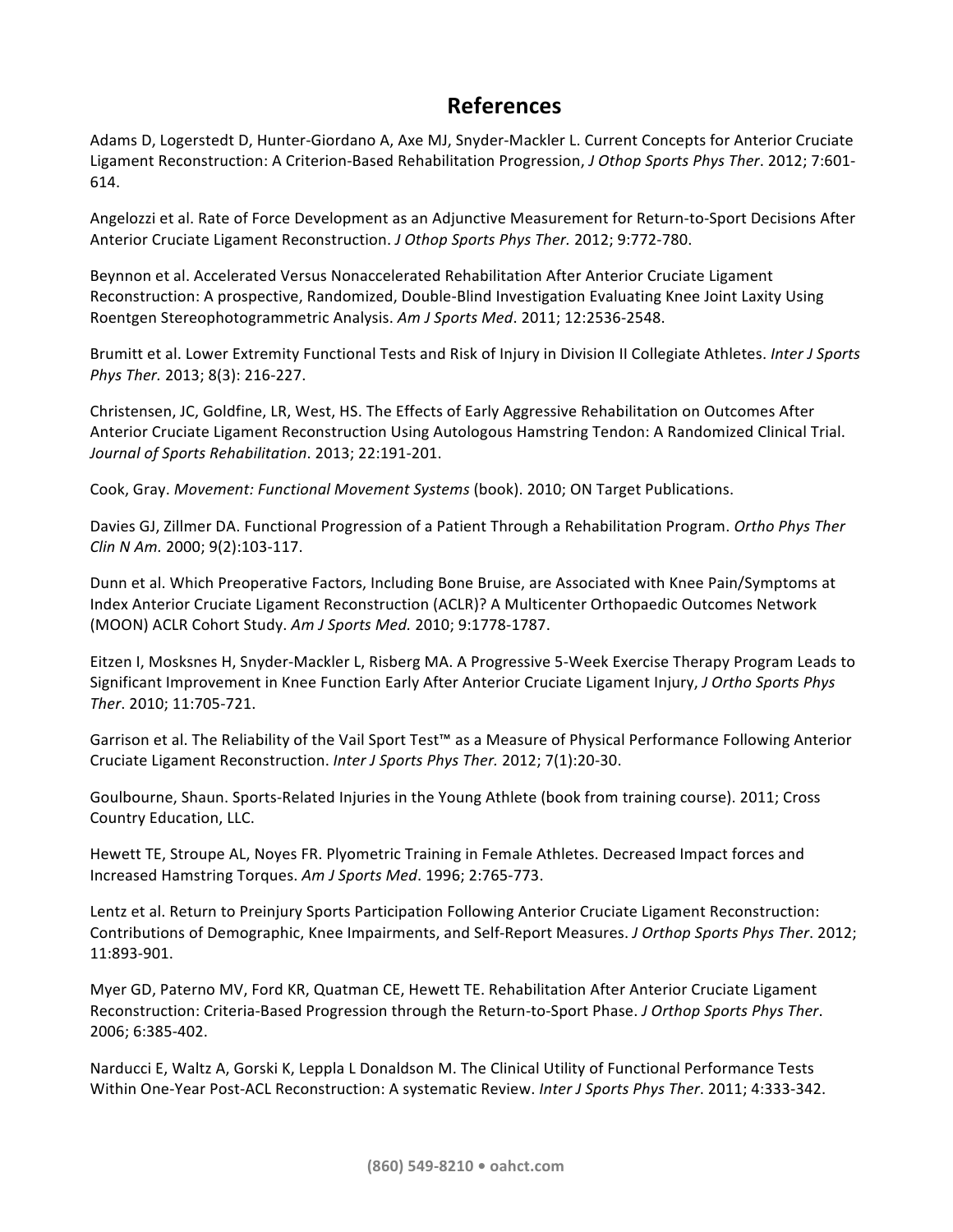# References

Adams D, Logerstedt D, Hunter-Giordano A, Axe MJ, Snyder-Mackler L. Current Concepts for Anterior Cruciate Ligament Reconstruction: A Criterion-Based Rehabilitation Progression, *J Othop Sports Phys Ther*. 2012; 7:601-614.

Angelozzi et al. Rate of Force Development as an Adjunctive Measurement for Return-to-Sport Decisions After Anterior Cruciate Ligament Reconstruction. *J Othop Sports Phys Ther.* 2012; 9:772-780.

Beynnon et al. Accelerated Versus Nonaccelerated Rehabilitation After Anterior Cruciate Ligament Reconstruction: A prospective, Randomized, Double-Blind Investigation Evaluating Knee Joint Laxity Using Roentgen Stereophotogrammetric Analysis. *Am J Sports Med*. 2011; 12:2536-2548.

Brumitt et al. Lower Extremity Functional Tests and Risk of Injury in Division II Collegiate Athletes. *Inter J Sports Phys Ther.* 2013; 8(3): 216-227.

Christensen, JC, Goldfine, LR, West, HS. The Effects of Early Aggressive Rehabilitation on Outcomes After Anterior Cruciate Ligament Reconstruction Using Autologous Hamstring Tendon: A Randomized Clinical Trial. *Journal of Sports Rehabilitation*. 2013; 22:191-201.

Cook, Gray. *Movement: Functional Movement Systems* (book). 2010; ON Target Publications.

Davies GJ, Zillmer DA. Functional Progression of a Patient Through a Rehabilitation Program. *Ortho Phys Ther Clin N Am.* 2000; 9(2):103-117.

Dunn et al. Which Preoperative Factors, Including Bone Bruise, are Associated with Knee Pain/Symptoms at Index Anterior Cruciate Ligament Reconstruction (ACLR)? A Multicenter Orthopaedic Outcomes Network (MOON) ACLR Cohort Study. *Am J Sports Med.* 2010; 9:1778-1787.

Eitzen I, Mosksnes H, Snyder-Mackler L, Risberg MA. A Progressive 5-Week Exercise Therapy Program Leads to Significant Improvement in Knee Function Early After Anterior Cruciate Ligament Injury, *J Ortho Sports Phys Ther*. 2010; 11:705-721.

Garrison et al. The Reliability of the Vail Sport Test™ as a Measure of Physical Performance Following Anterior Cruciate Ligament Reconstruction. *Inter J Sports Phys Ther.* 2012; 7(1):20-30.

Goulbourne, Shaun. Sports-Related Injuries in the Young Athlete (book from training course). 2011; Cross Country Education, LLC.

Hewett TE, Stroupe AL, Noyes FR. Plyometric Training in Female Athletes. Decreased Impact forces and Increased Hamstring Torques. *Am J Sports Med*. 1996; 2:765-773.

Lentz et al. Return to Preinjury Sports Participation Following Anterior Cruciate Ligament Reconstruction: Contributions of Demographic, Knee Impairments, and Self-Report Measures. *J Orthop Sports Phys Ther*. 2012; 11:893-901.

Myer GD, Paterno MV, Ford KR, Quatman CE, Hewett TE. Rehabilitation After Anterior Cruciate Ligament Reconstruction: Criteria-Based Progression through the Return-to-Sport Phase. *J Orthop Sports Phys Ther*. 2006; 6:385-402.

Narducci E, Waltz A, Gorski K, Leppla L Donaldson M. The Clinical Utility of Functional Performance Tests Within One-Year Post-ACL Reconstruction: A systematic Review. *Inter J Sports Phys Ther*. 2011; 4:333-342.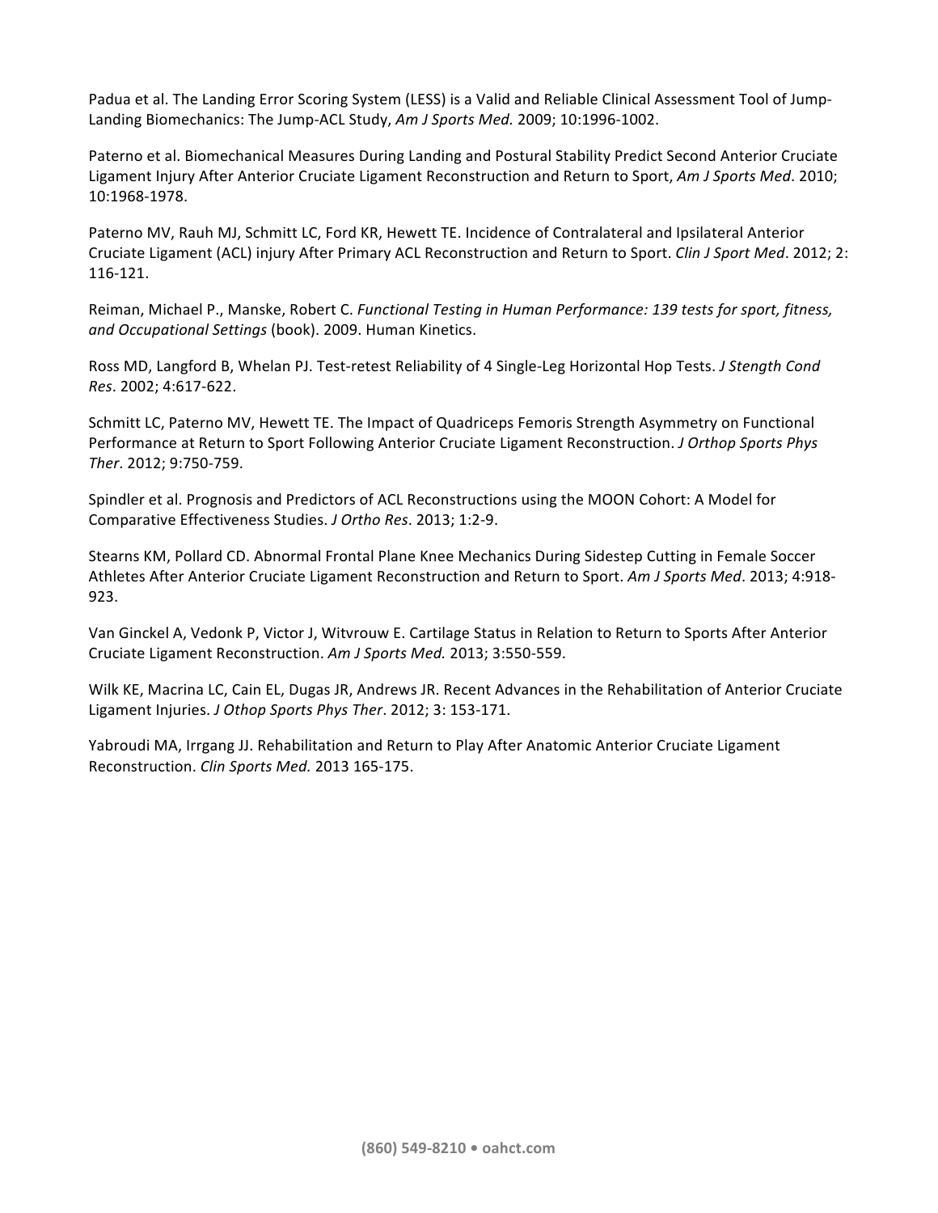Padua et al. The Landing Error Scoring System (LESS) is a Valid and Reliable Clinical Assessment Tool of Jump-Landing Biomechanics: The Jump-ACL Study, *Am J Sports Med.* 2009; 10:1996-1002.

Paterno et al. Biomechanical Measures During Landing and Postural Stability Predict Second Anterior Cruciate Ligament Injury After Anterior Cruciate Ligament Reconstruction and Return to Sport, *Am J Sports Med*. 2010; 10:1968-1978.

Paterno MV, Rauh MJ, Schmitt LC, Ford KR, Hewett TE. Incidence of Contralateral and Ipsilateral Anterior Cruciate Ligament (ACL) injury After Primary ACL Reconstruction and Return to Sport. *Clin J Sport Med*. 2012; 2: 116-121.

Reiman, Michael P., Manske, Robert C. *Functional Testing in Human Performance: 139 tests for sport, fitness, and Occupational Settings* (book). 2009. Human Kinetics.

Ross MD, Langford B, Whelan PJ. Test-retest Reliability of 4 Single-Leg Horizontal Hop Tests. *J Stength Cond Res*. 2002; 4:617-622.

Schmitt LC, Paterno MV, Hewett TE. The Impact of Quadriceps Femoris Strength Asymmetry on Functional Performance at Return to Sport Following Anterior Cruciate Ligament Reconstruction. *J Orthop Sports Phys Ther*. 2012; 9:750-759.

Spindler et al. Prognosis and Predictors of ACL Reconstructions using the MOON Cohort: A Model for Comparative Effectiveness Studies. *J Ortho Res*. 2013; 1:2-9.

Stearns KM, Pollard CD. Abnormal Frontal Plane Knee Mechanics During Sidestep Cutting in Female Soccer Athletes After Anterior Cruciate Ligament Reconstruction and Return to Sport. *Am J Sports Med*. 2013; 4:918-923.

Van Ginckel A, Vedonk P, Victor J, Witvrouw E. Cartilage Status in Relation to Return to Sports After Anterior Cruciate Ligament Reconstruction. *Am J Sports Med.* 2013; 3:550-559.

Wilk KE, Macrina LC, Cain EL, Dugas JR, Andrews JR. Recent Advances in the Rehabilitation of Anterior Cruciate Ligament Injuries. *J Othop Sports Phys Ther*. 2012; 3: 153-171.

Yabroudi MA, Irrgang JJ. Rehabilitation and Return to Play After Anatomic Anterior Cruciate Ligament Reconstruction. *Clin Sports Med.* 2013 165-175.